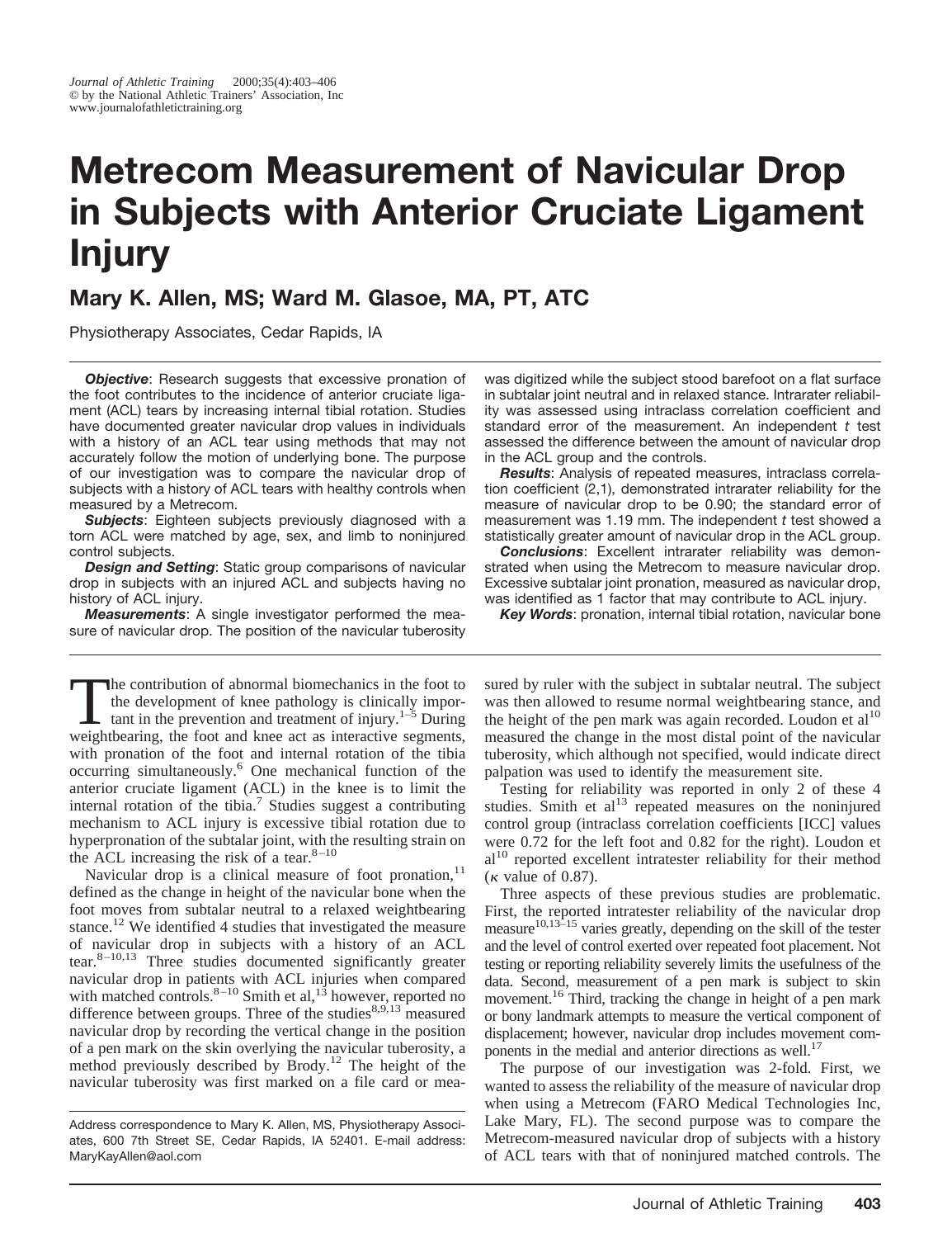# Metrecom Measurement of Navicular Drop in Subjects with Anterior Cruciate Ligament Injury

## Mary K. Allen, MS; Ward M. Glasoe, MA, PT, ATC

Physiotherapy Associates, Cedar Rapids, IA

***Objective***: Research suggests that excessive pronation of the foot contributes to the incidence of anterior cruciate ligament (ACL) tears by increasing internal tibial rotation. Studies have documented greater navicular drop values in individuals with a history of an ACL tear using methods that may not accurately follow the motion of underlying bone. The purpose of our investigation was to compare the navicular drop of subjects with a history of ACL tears with healthy controls when measured by a Metrecom.

***Subjects***: Eighteen subjects previously diagnosed with a torn ACL were matched by age, sex, and limb to noninjured control subjects.

***Design and Setting***: Static group comparisons of navicular drop in subjects with an injured ACL and subjects having no history of ACL injury.

***Measurements***: A single investigator performed the measure of navicular drop. The position of the navicular tuberosity was digitized while the subject stood barefoot on a flat surface in subtalar joint neutral and in relaxed stance. Intrarater reliability was assessed using intraclass correlation coefficient and standard error of the measurement. An independent *t* test assessed the difference between the amount of navicular drop in the ACL group and the controls.

***Results***: Analysis of repeated measures, intraclass correlation coefficient (2,1), demonstrated intrarater reliability for the measure of navicular drop to be 0.90; the standard error of measurement was 1.19 mm. The independent *t* test showed a statistically greater amount of navicular drop in the ACL group.

***Conclusions***: Excellent intrarater reliability was demonstrated when using the Metrecom to measure navicular drop. Excessive subtalar joint pronation, measured as navicular drop, was identified as 1 factor that may contribute to ACL injury.

***Key Words***: pronation, internal tibial rotation, navicular bone

The contribution of abnormal biomechanics in the foot to the development of knee pathology is clinically important in the prevention and treatment of injury.[1–5] During weightbearing, the foot and knee act as interactive segments, with pronation of the foot and internal rotation of the tibia occurring simultaneously.[6] One mechanical function of the anterior cruciate ligament (ACL) in the knee is to limit the internal rotation of the tibia.[7] Studies suggest a contributing mechanism to ACL injury is excessive tibial rotation due to hyperpronation of the subtalar joint, with the resulting strain on the ACL increasing the risk of a tear.[8–10]

Navicular drop is a clinical measure of foot pronation,[11] defined as the change in height of the navicular bone when the foot moves from subtalar neutral to a relaxed weightbearing stance.[12] We identified 4 studies that investigated the measure of navicular drop in subjects with a history of an ACL tear.[8–10,13] Three studies documented significantly greater navicular drop in patients with ACL injuries when compared with matched controls.[8–10] Smith et al,[13] however, reported no difference between groups. Three of the studies[8,9,13] measured navicular drop by recording the vertical change in the position of a pen mark on the skin overlying the navicular tuberosity, a method previously described by Brody.[12] The height of the navicular tuberosity was first marked on a file card or measured by ruler with the subject in subtalar neutral. The subject was then allowed to resume normal weightbearing stance, and the height of the pen mark was again recorded. Loudon et al[10] measured the change in the most distal point of the navicular tuberosity, which although not specified, would indicate direct palpation was used to identify the measurement site.

Testing for reliability was reported in only 2 of these 4 studies. Smith et al[13] repeated measures on the noninjured control group (intraclass correlation coefficients [ICC] values were 0.72 for the left foot and 0.82 for the right). Loudon et al[10] reported excellent intratester reliability for their method ($\kappa$ value of 0.87).

Three aspects of these previous studies are problematic. First, the reported intratester reliability of the navicular drop measure[10,13–15] varies greatly, depending on the skill of the tester and the level of control exerted over repeated foot placement. Not testing or reporting reliability severely limits the usefulness of the data. Second, measurement of a pen mark is subject to skin movement.[16] Third, tracking the change in height of a pen mark or bony landmark attempts to measure the vertical component of displacement; however, navicular drop includes movement components in the medial and anterior directions as well.[17]

The purpose of our investigation was 2-fold. First, we wanted to assess the reliability of the measure of navicular drop when using a Metrecom (FARO Medical Technologies Inc, Lake Mary, FL). The second purpose was to compare the Metrecom-measured navicular drop of subjects with a history of ACL tears with that of noninjured matched controls. The

Address correspondence to Mary K. Allen, MS, Physiotherapy Associates, 600 7th Street SE, Cedar Rapids, IA 52401. E-mail address: MaryKayAllen@aol.com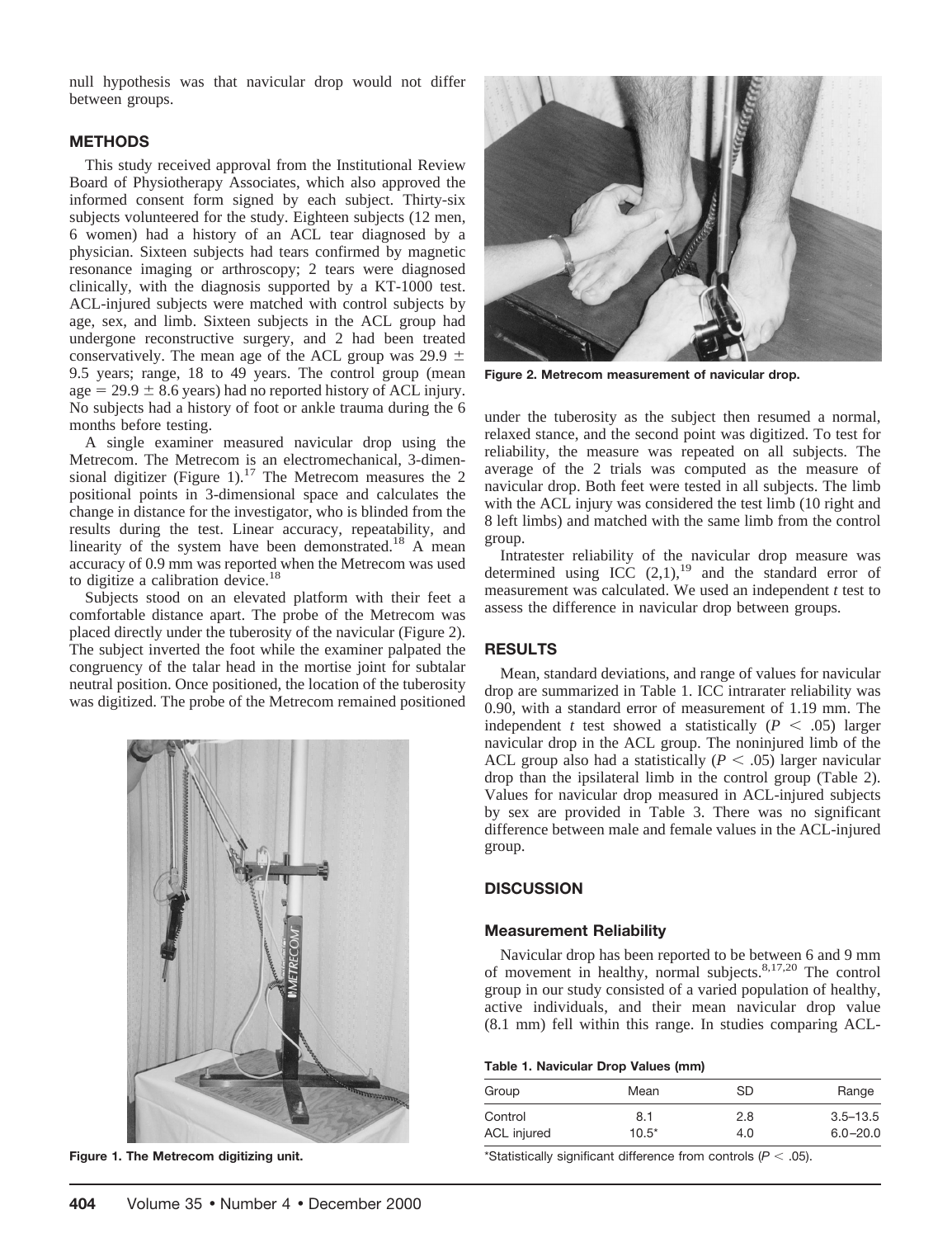null hypothesis was that navicular drop would not differ between groups.

## METHODS

This study received approval from the Institutional Review Board of Physiotherapy Associates, which also approved the informed consent form signed by each subject. Thirty-six subjects volunteered for the study. Eighteen subjects (12 men, 6 women) had a history of an ACL tear diagnosed by a physician. Sixteen subjects had tears confirmed by magnetic resonance imaging or arthroscopy; 2 tears were diagnosed clinically, with the diagnosis supported by a KT-1000 test. ACL-injured subjects were matched with control subjects by age, sex, and limb. Sixteen subjects in the ACL group had undergone reconstructive surgery, and 2 had been treated conservatively. The mean age of the ACL group was 29.9 ± 9.5 years; range, 18 to 49 years. The control group (mean age = 29.9 ± 8.6 years) had no reported history of ACL injury. No subjects had a history of foot or ankle trauma during the 6 months before testing.

A single examiner measured navicular drop using the Metrecom. The Metrecom is an electromechanical, 3-dimensional digitizer (Figure 1).[17] The Metrecom measures the 2 positional points in 3-dimensional space and calculates the change in distance for the investigator, who is blinded from the results during the test. Linear accuracy, repeatability, and linearity of the system have been demonstrated.[18] A mean accuracy of 0.9 mm was reported when the Metrecom was used to digitize a calibration device.[18]

Subjects stood on an elevated platform with their feet a comfortable distance apart. The probe of the Metrecom was placed directly under the tuberosity of the navicular (Figure 2). The subject inverted the foot while the examiner palpated the congruency of the talar head in the mortise joint for subtalar neutral position. Once positioned, the location of the tuberosity was digitized. The probe of the Metrecom remained positioned under the tuberosity as the subject then resumed a normal, relaxed stance, and the second point was digitized. To test for reliability, the measure was repeated on all subjects. The average of the 2 trials was computed as the measure of navicular drop. Both feet were tested in all subjects. The limb with the ACL injury was considered the test limb (10 right and 8 left limbs) and matched with the same limb from the control group.

**Figure 1. The Metrecom digitizing unit.**

**Figure 2. Metrecom measurement of navicular drop.**

Intratester reliability of the navicular drop measure was determined using ICC (2,1),[19] and the standard error of measurement was calculated. We used an independent *t* test to assess the difference in navicular drop between groups.

## RESULTS

Mean, standard deviations, and range of values for navicular drop are summarized in Table 1. ICC intrarater reliability was 0.90, with a standard error of measurement of 1.19 mm. The independent *t* test showed a statistically ($P < .05$) larger navicular drop in the ACL group. The noninjured limb of the ACL group also had a statistically ($P < .05$) larger navicular drop than the ipsilateral limb in the control group (Table 2). Values for navicular drop measured in ACL-injured subjects by sex are provided in Table 3. There was no significant difference between male and female values in the ACL-injured group.

## DISCUSSION

### Measurement Reliability

Navicular drop has been reported to be between 6 and 9 mm of movement in healthy, normal subjects.[8,17,20] The control group in our study consisted of a varied population of healthy, active individuals, and their mean navicular drop value (8.1 mm) fell within this range. In studies comparing ACL-

**Table 1. Navicular Drop Values (mm)**

| Group | Mean | SD | Range |
|---|---|---|---|
| Control | 8.1 | 2.8 | 3.5–13.5 |
| ACL injured | 10.5* | 4.0 | 6.0–20.0 |

*Statistically significant difference from controls ($P < .05$).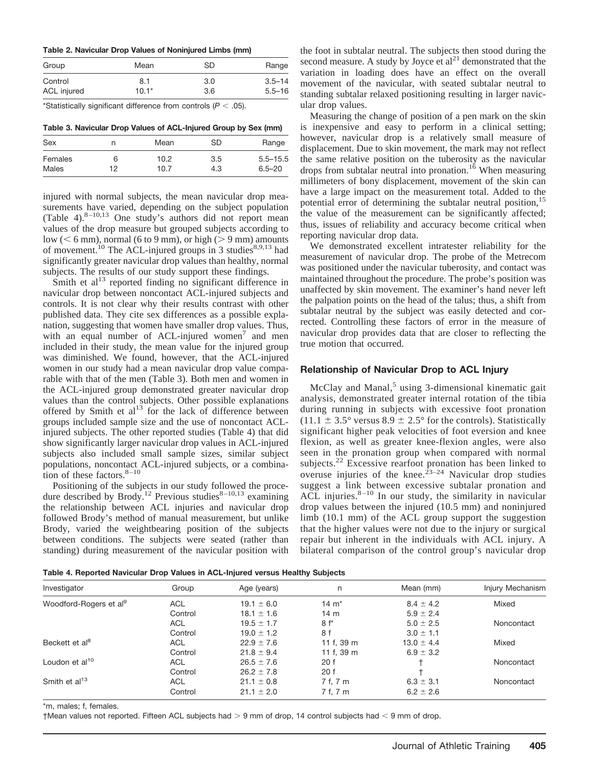**Table 2. Navicular Drop Values of Noninjured Limbs (mm)**

| Group | Mean | SD | Range |
|---|---|---|---|
| Control | 8.1 | 3.0 | 3.5–14 |
| ACL injured | 10.1* | 3.6 | 5.5–16 |

*Statistically significant difference from controls ($P < .05$).

**Table 3. Navicular Drop Values of ACL-Injured Group by Sex (mm)**

| Sex | n | Mean | SD | Range |
|---|---|---|---|---|
| Females | 6 | 10.2 | 3.5 | 5.5–15.5 |
| Males | 12 | 10.7 | 4.3 | 6.5–20 |

injured with normal subjects, the mean navicular drop measurements have varied, depending on the subject population (Table 4).[8–10,13] One study's authors did not report mean values of the drop measure but grouped subjects according to low (< 6 mm), normal (6 to 9 mm), or high (> 9 mm) amounts of movement.[10] The ACL-injured groups in 3 studies[8,9,13] had significantly greater navicular drop values than healthy, normal subjects. The results of our study support these findings.

Smith et al[13] reported finding no significant difference in navicular drop between noncontact ACL-injured subjects and controls. It is not clear why their results contrast with other published data. They cite sex differences as a possible explanation, suggesting that women have smaller drop values. Thus, with an equal number of ACL-injured women[7] and men included in their study, the mean value for the injured group was diminished. We found, however, that the ACL-injured women in our study had a mean navicular drop value comparable with that of the men (Table 3). Both men and women in the ACL-injured group demonstrated greater navicular drop values than the control subjects. Other possible explanations offered by Smith et al[13] for the lack of difference between groups included sample size and the use of noncontact ACL-injured subjects. The other reported studies (Table 4) that did show significantly larger navicular drop values in ACL-injured subjects also included small sample sizes, similar subject populations, noncontact ACL-injured subjects, or a combination of these factors.[8–10]

Positioning of the subjects in our study followed the procedure described by Brody.[12] Previous studies[8–10,13] examining the relationship between ACL injuries and navicular drop followed Brody's method of manual measurement, but unlike Brody, varied the weightbearing position of the subjects between conditions. The subjects were seated (rather than standing) during measurement of the navicular position with the foot in subtalar neutral. The subjects then stood during the second measure. A study by Joyce et al[21] demonstrated that the variation in loading does have an effect on the overall movement of the navicular, with seated subtalar neutral to standing subtalar relaxed positioning resulting in larger navicular drop values.

Measuring the change of position of a pen mark on the skin is inexpensive and easy to perform in a clinical setting; however, navicular drop is a relatively small measure of displacement. Due to skin movement, the mark may not reflect the same relative position on the tuberosity as the navicular drops from subtalar neutral into pronation.[16] When measuring millimeters of bony displacement, movement of the skin can have a large impact on the measurement total. Added to the potential error of determining the subtalar neutral position,[15] the value of the measurement can be significantly affected; thus, issues of reliability and accuracy become critical when reporting navicular drop data.

We demonstrated excellent intratester reliability for the measurement of navicular drop. The probe of the Metrecom was positioned under the navicular tuberosity, and contact was maintained throughout the procedure. The probe's position was unaffected by skin movement. The examiner's hand never left the palpation points on the head of the talus; thus, a shift from subtalar neutral by the subject was easily detected and corrected. Controlling these factors of error in the measure of navicular drop provides data that are closer to reflecting the true motion that occurred.

### Relationship of Navicular Drop to ACL Injury

McClay and Manal,[5] using 3-dimensional kinematic gait analysis, demonstrated greater internal rotation of the tibia during running in subjects with excessive foot pronation (11.1 ± 3.5° versus 8.9 ± 2.5° for the controls). Statistically significant higher peak velocities of foot eversion and knee flexion, as well as greater knee-flexion angles, were also seen in the pronation group when compared with normal subjects.[22] Excessive rearfoot pronation has been linked to overuse injuries of the knee.[23–24] Navicular drop studies suggest a link between excessive subtalar pronation and ACL injuries.[8–10] In our study, the similarity in navicular drop values between the injured (10.5 mm) and noninjured limb (10.1 mm) of the ACL group support the suggestion that the higher values were not due to the injury or surgical repair but inherent in the individuals with ACL injury. A bilateral comparison of the control group's navicular drop

**Table 4. Reported Navicular Drop Values in ACL-Injured versus Healthy Subjects**

| Investigator | Group | Age (years) | n | Mean (mm) | Injury Mechanism |
|---|---|---|---|---|---|
| Woodford-Rogers et al[9] | ACL | 19.1 ± 6.0 | 14 m* | 8.4 ± 4.2 | Mixed |
| | Control | 18.1 ± 1.6 | 14 m | 5.9 ± 2.4 | |
| | ACL | 19.5 ± 1.7 | 8 f* | 5.0 ± 2.5 | Noncontact |
| | Control | 19.0 ± 1.2 | 8 f | 3.0 ± 1.1 | |
| Beckett et al[8] | ACL | 22.9 ± 7.6 | 11 f, 39 m | 13.0 ± 4.4 | Mixed |
| | Control | 21.8 ± 9.4 | 11 f, 39 m | 6.9 ± 3.2 | |
| Loudon et al[10] | ACL | 26.5 ± 7.6 | 20 f | † | Noncontact |
| | Control | 26.2 ± 7.8 | 20 f | † | |
| Smith et al[13] | ACL | 21.1 ± 0.8 | 7 f, 7 m | 6.3 ± 3.1 | Noncontact |
| | Control | 21.1 ± 2.0 | 7 f, 7 m | 6.2 ± 2.6 | |

*m, males; f, females.

†Mean values not reported. Fifteen ACL subjects had > 9 mm of drop, 14 control subjects had < 9 mm of drop.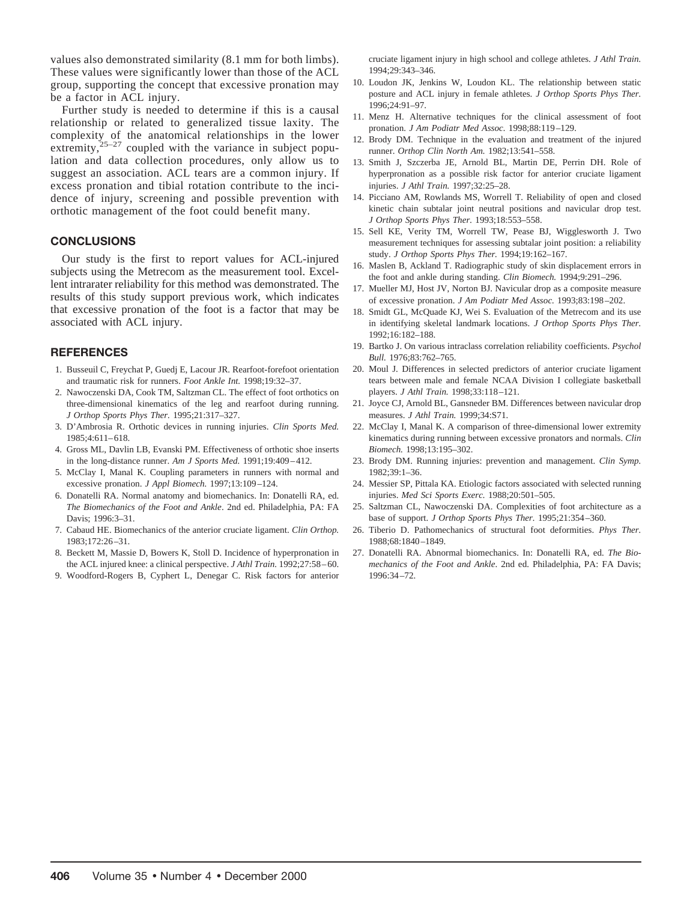values also demonstrated similarity (8.1 mm for both limbs). These values were significantly lower than those of the ACL group, supporting the concept that excessive pronation may be a factor in ACL injury.

Further study is needed to determine if this is a causal relationship or related to generalized tissue laxity. The complexity of the anatomical relationships in the lower extremity,[25–27] coupled with the variance in subject population and data collection procedures, only allow us to suggest an association. ACL tears are a common injury. If excess pronation and tibial rotation contribute to the incidence of injury, screening and possible prevention with orthotic management of the foot could benefit many.

## CONCLUSIONS

Our study is the first to report values for ACL-injured subjects using the Metrecom as the measurement tool. Excellent intrarater reliability for this method was demonstrated. The results of this study support previous work, which indicates that excessive pronation of the foot is a factor that may be associated with ACL injury.

## REFERENCES

1. Busseuil C, Freychat P, Guedj E, Lacour JR. Rearfoot-forefoot orientation and traumatic risk for runners. *Foot Ankle Int.* 1998;19:32–37.
2. Nawoczenski DA, Cook TM, Saltzman CL. The effect of foot orthotics on three-dimensional kinematics of the leg and rearfoot during running. *J Orthop Sports Phys Ther.* 1995;21:317–327.
3. D'Ambrosia R. Orthotic devices in running injuries. *Clin Sports Med.* 1985;4:611–618.
4. Gross ML, Davlin LB, Evanski PM. Effectiveness of orthotic shoe inserts in the long-distance runner. *Am J Sports Med.* 1991;19:409–412.
5. McClay I, Manal K. Coupling parameters in runners with normal and excessive pronation. *J Appl Biomech.* 1997;13:109–124.
6. Donatelli RA. Normal anatomy and biomechanics. In: Donatelli RA, ed. *The Biomechanics of the Foot and Ankle*. 2nd ed. Philadelphia, PA: FA Davis; 1996:3–31.
7. Cabaud HE. Biomechanics of the anterior cruciate ligament. *Clin Orthop.* 1983;172:26–31.
8. Beckett M, Massie D, Bowers K, Stoll D. Incidence of hyperpronation in the ACL injured knee: a clinical perspective. *J Athl Train.* 1992;27:58–60.
9. Woodford-Rogers B, Cyphert L, Denegar C. Risk factors for anterior cruciate ligament injury in high school and college athletes. *J Athl Train.* 1994;29:343–346.
10. Loudon JK, Jenkins W, Loudon KL. The relationship between static posture and ACL injury in female athletes. *J Orthop Sports Phys Ther.* 1996;24:91–97.
11. Menz H. Alternative techniques for the clinical assessment of foot pronation. *J Am Podiatr Med Assoc.* 1998;88:119–129.
12. Brody DM. Technique in the evaluation and treatment of the injured runner. *Orthop Clin North Am.* 1982;13:541–558.
13. Smith J, Szczerba JE, Arnold BL, Martin DE, Perrin DH. Role of hyperpronation as a possible risk factor for anterior cruciate ligament injuries. *J Athl Train.* 1997;32:25–28.
14. Picciano AM, Rowlands MS, Worrell T. Reliability of open and closed kinetic chain subtalar joint neutral positions and navicular drop test. *J Orthop Sports Phys Ther.* 1993;18:553–558.
15. Sell KE, Verity TM, Worrell TW, Pease BJ, Wigglesworth J. Two measurement techniques for assessing subtalar joint position: a reliability study. *J Orthop Sports Phys Ther.* 1994;19:162–167.
16. Maslen B, Ackland T. Radiographic study of skin displacement errors in the foot and ankle during standing. *Clin Biomech.* 1994;9:291–296.
17. Mueller MJ, Host JV, Norton BJ. Navicular drop as a composite measure of excessive pronation. *J Am Podiatr Med Assoc.* 1993;83:198–202.
18. Smidt GL, McQuade KJ, Wei S. Evaluation of the Metrecom and its use in identifying skeletal landmark locations. *J Orthop Sports Phys Ther.* 1992;16:182–188.
19. Bartko J. On various intraclass correlation reliability coefficients. *Psychol Bull.* 1976;83:762–765.
20. Moul J. Differences in selected predictors of anterior cruciate ligament tears between male and female NCAA Division I collegiate basketball players. *J Athl Train.* 1998;33:118–121.
21. Joyce CJ, Arnold BL, Gansneder BM. Differences between navicular drop measures. *J Athl Train.* 1999;34:S71.
22. McClay I, Manal K. A comparison of three-dimensional lower extremity kinematics during running between excessive pronators and normals. *Clin Biomech.* 1998;13:195–302.
23. Brody DM. Running injuries: prevention and management. *Clin Symp.* 1982;39:1–36.
24. Messier SP, Pittala KA. Etiologic factors associated with selected running injuries. *Med Sci Sports Exerc.* 1988;20:501–505.
25. Saltzman CL, Nawoczenski DA. Complexities of foot architecture as a base of support. *J Orthop Sports Phys Ther.* 1995;21:354–360.
26. Tiberio D. Pathomechanics of structural foot deformities. *Phys Ther.* 1988;68:1840–1849.
27. Donatelli RA. Abnormal biomechanics. In: Donatelli RA, ed. *The Biomechanics of the Foot and Ankle*. 2nd ed. Philadelphia, PA: FA Davis; 1996:34–72.